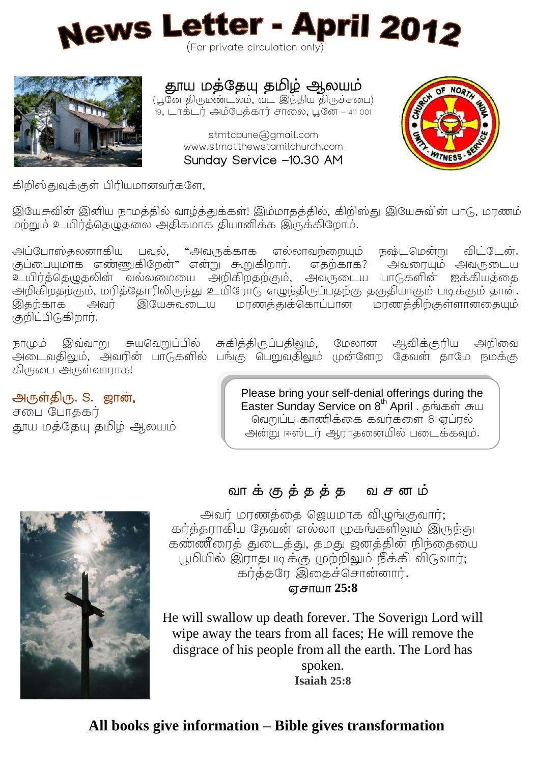# News Letter - April 2012

(For private circulation only)

## தூய மத்தேயு தமிழ் ஆலயம்

(பூனே திருமண்டலம், வட இந்திய திருச்சபை)
19, டாக்டர் அம்பேத்கார் சாலை, பூனே – 411 001

stmtcpune@gmail.com
www.stmatthewstamilchurch.com
Sunday Service –10.30 AM

கிறிஸ்துவுக்குள் பிரியமானவர்களே,

இயேசுவின் இனிய நாமத்தில் வாழ்த்துக்கள்! இம்மாதத்தில், கிறிஸ்து இயேசுவின் பாடு, மரணம் மற்றும் உயிர்த்தெழுதலை அதிகமாக தியானிக்க இருக்கிறோம்.

அப்போஸ்தலனாகிய பவுல், "அவருக்காக எல்லாவற்றையும் நஷ்டமென்று விட்டேன். குப்பையுமாக எண்ணுகிறேன்" என்று கூறுகிறார். எதற்காக? அவரையும் அவருடைய உயிர்த்தெழுதலின் வல்லமையை அறிகிறதற்கும், அவருடைய பாடுகளின் ஐக்கியத்தை அறிகிறதற்கும், மரித்தோரிலிருந்து உயிரோடு எழுந்திருப்பதற்கு தகுதியாகும் படிக்கும் தான். இதற்காக அவர் இயேசுவுடைய மரணத்துக்கொப்பான மரணத்திற்குள்ளானதையும் குறிப்பிடுகிறார்.

நாமும் இவ்வாறு சுயவெறுப்பில் சுகித்திருப்பதிலும், மேலான ஆவிக்குரிய அறிவை அடைவதிலும், அவரின் பாடுகளில் பங்கு பெறுவதிலும் முன்னேற தேவன் தாமே நமக்கு கிருபை அருள்வாராக!

அருள்திரு. S. ஜான்,
சபை போதகர்
தூய மத்தேயு தமிழ் ஆலயம்

Please bring your self-denial offerings during the Easter Sunday Service on 8th April . தங்கள் சுய வெறுப்பு காணிக்கை கவர்களை 8 ஏப்ரல் அன்று ஈஸ்டர் ஆராதனையில் படைக்கவும்.

### வாக்குத்தத்த வசனம்

அவர் மரணத்தை ஜெயமாக விழுங்குவார்;
கர்த்தராகிய தேவன் எல்லா முகங்களிலும் இருந்து
கண்ணீரைத் துடைத்து, தமது ஜனத்தின் நிந்தையை
பூமியில் இராதபடிக்கு முற்றிலும் நீக்கி விடுவார்;
கர்த்தரே இதைச்சொன்னார்.
**ஏசாயா 25:8**

He will swallow up death forever. The Soverign Lord will wipe away the tears from all faces; He will remove the disgrace of his people from all the earth. The Lord has spoken.
**Isaiah 25:8**

**All books give information – Bible gives transformation**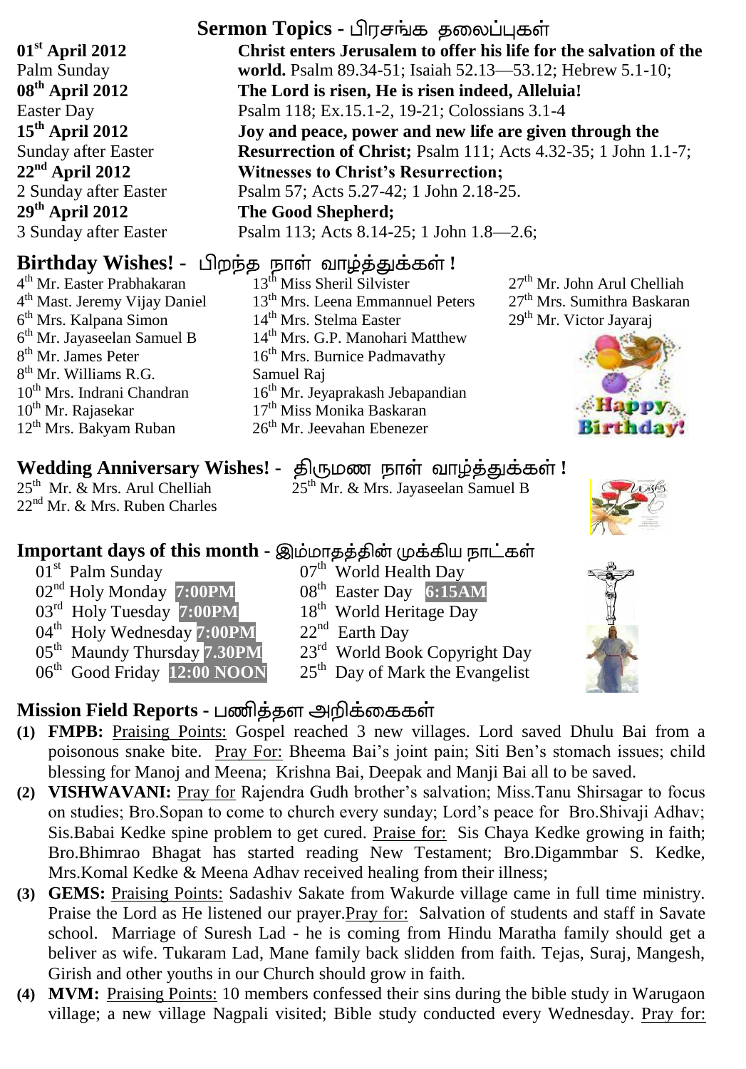## Sermon Topics - பிரசங்க தலைப்புகள்

| | |
|---|---|
| **01st April 2012** Palm Sunday | **Christ enters Jerusalem to offer his life for the salvation of the world.** Psalm 89.34-51; Isaiah 52.13—53.12; Hebrew 5.1-10; |
| **08th April 2012** Easter Day | **The Lord is risen, He is risen indeed, Alleluia!** Psalm 118; Ex.15.1-2, 19-21; Colossians 3.1-4 |
| **15th April 2012** Sunday after Easter | **Joy and peace, power and new life are given through the Resurrection of Christ;** Psalm 111; Acts 4.32-35; 1 John 1.1-7; |
| **22nd April 2012** 2 Sunday after Easter | **Witnesses to Christ's Resurrection;** Psalm 57; Acts 5.27-42; 1 John 2.18-25. |
| **29th April 2012** 3 Sunday after Easter | **The Good Shepherd;** Psalm 113; Acts 8.14-25; 1 John 1.8—2.6; |

## Birthday Wishes! - பிறந்த நாள் வாழ்த்துக்கள் !

4th Mr. Easter Prabhakaran
4th Mast. Jeremy Vijay Daniel
6th Mrs. Kalpana Simon
6th Mr. Jayaseelan Samuel B
8th Mr. James Peter
8th Mr. Williams R.G.
10th Mrs. Indrani Chandran
10th Mr. Rajasekar
12th Mrs. Bakyam Ruban
13th Miss Sheril Silvister
13th Mrs. Leena Emmannuel Peters
14th Mrs. Stelma Easter
14th Mrs. G.P. Manohari Matthew
16th Mrs. Burnice Padmavathy Samuel Raj
16th Mr. Jeyaprakash Jebapandian
17th Miss Monika Baskaran
26th Mr. Jeevahan Ebenezer
27th Mr. John Arul Chelliah
27th Mrs. Sumithra Baskaran
29th Mr. Victor Jayaraj

## Wedding Anniversary Wishes! - திருமண நாள் வாழ்த்துக்கள் !

25th Mr. & Mrs. Arul Chelliah
22nd Mr. & Mrs. Ruben Charles
25th Mr. & Mrs. Jayaseelan Samuel B

## Important days of this month - இம்மாதத்தின் முக்கிய நாட்கள்

| | |
|---|---|
| 01st Palm Sunday | 07th World Health Day |
| 02nd Holy Monday **7:00PM** | 08th Easter Day **6:15AM** |
| 03rd Holy Tuesday **7:00PM** | 18th World Heritage Day |
| 04th Holy Wednesday **7:00PM** | 22nd Earth Day |
| 05th Maundy Thursday **7.30PM** | 23rd World Book Copyright Day |
| 06th Good Friday **12:00 NOON** | 25th Day of Mark the Evangelist |

## Mission Field Reports - பணித்தள அறிக்கைகள்

**(1) FMPB:** Praising Points: Gospel reached 3 new villages. Lord saved Dhulu Bai from a poisonous snake bite. Pray For: Bheema Bai's joint pain; Siti Ben's stomach issues; child blessing for Manoj and Meena; Krishna Bai, Deepak and Manji Bai all to be saved.

**(2) VISHWAVANI:** Pray for Rajendra Gudh brother's salvation; Miss.Tanu Shirsagar to focus on studies; Bro.Sopan to come to church every sunday; Lord's peace for Bro.Shivaji Adhav; Sis.Babai Kedke spine problem to get cured. Praise for: Sis Chaya Kedke growing in faith; Bro.Bhimrao Bhagat has started reading New Testament; Bro.Digammbar S. Kedke, Mrs.Komal Kedke & Meena Adhav received healing from their illness;

**(3) GEMS:** Praising Points: Sadashiv Sakate from Wakurde village came in full time ministry. Praise the Lord as He listened our prayer.Pray for: Salvation of students and staff in Savate school. Marriage of Suresh Lad - he is coming from Hindu Maratha family should get a beliver as wife. Tukaram Lad, Mane family back slidden from faith. Tejas, Suraj, Mangesh, Girish and other youths in our Church should grow in faith.

**(4) MVM:** Praising Points: 10 members confessed their sins during the bible study in Warugaon village; a new village Nagpali visited; Bible study conducted every Wednesday. Pray for: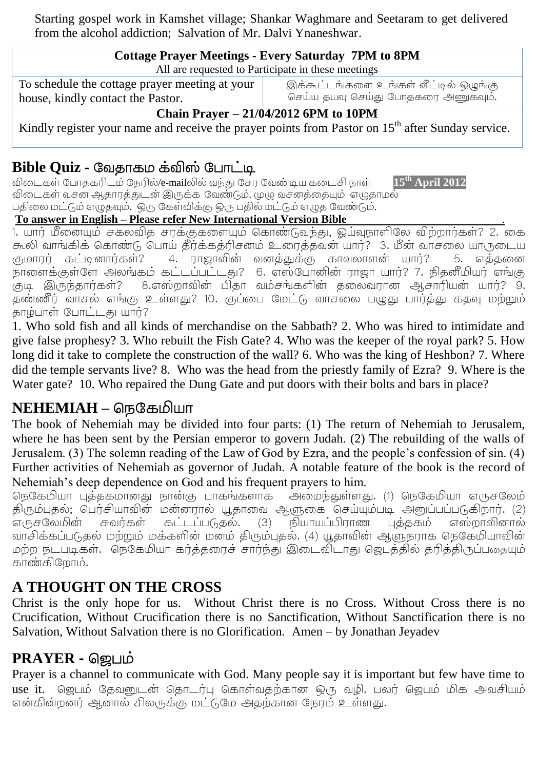Starting gospel work in Kamshet village; Shankar Waghmare and Seetaram to get delivered from the alcohol addiction; Salvation of Mr. Dalvi Ynaneshwar.

| **Cottage Prayer Meetings - Every Saturday 7PM to 8PM** | |
|---|---|
| All are requested to Participate in these meetings | |
| To schedule the cottage prayer meeting at your house, kindly contact the Pastor. | இக்கூட்டங்களை உங்கள் வீட்டில் ஒழுங்கு செய்ய தயவு செய்து போதகரை அணுகவும். |
| **Chain Prayer – 21/04/2012 6PM to 10PM** | |
| Kindly register your name and receive the prayer points from Pastor on 15th after Sunday service. | |

## Bible Quiz - வேதாகம க்விஸ் போட்டி

விடைகள் போதகரிடம் நேரில்/e-mailலில் வந்து சேர வேண்டிய கடைசி நாள் **15th April 2012**
விடைகள் வசன ஆதாரத்துடன் இருக்க வேண்டும். முழு வசனத்தையும் எழுதாமல் பதிலை மட்டும் எழுதவும். ஒரு கேள்விக்கு ஒரு பதில் மட்டும் எழுத வேண்டும்.

**To answer in English – Please refer New International Version Bible**

1. யார் மீனையும் சகலவித சரக்குகளையும் கொண்டுவந்து, ஓய்வுநாளிலே விற்றார்கள்? 2. கை கூலி வாங்கிக் கொண்டு பொய் தீர்க்கத்ரிசனம் உரைத்தவன் யார்? 3. மீன் வாசலை யாருடைய குமாரர் கட்டினார்கள்? 4. ராஜாவின் வனத்துக்கு காவலாளன் யார்? 5. எத்தனை நாளைக்குள்ளே அலங்கம் கட்டப்பட்டது? 6. எஸ்போனின் ராஜா யார்? 7. நிதனீமியர் எங்கு குடி இருந்தார்கள்? 8.எஸ்றாவின் பிதா வம்சங்களின் தலைவரான ஆசாரியன் யார்? 9. தண்ணீர் வாசல் எங்கு உள்ளது? 10. குப்பை மேட்டு வாசலை பழுது பார்த்து கதவு மற்றும் தாழ்பாள் போட்டது யார்?

1. Who sold fish and all kinds of merchandise on the Sabbath? 2. Who was hired to intimidate and give false prophesy? 3. Who rebuilt the Fish Gate? 4. Who was the keeper of the royal park? 5. How long did it take to complete the construction of the wall? 6. Who was the king of Heshbon? 7. Where did the temple servants live? 8. Who was the head from the priestly family of Ezra? 9. Where is the Water gate? 10. Who repaired the Dung Gate and put doors with their bolts and bars in place?

## NEHEMIAH – நெகேமியா

The book of Nehemiah may be divided into four parts: (1) The return of Nehemiah to Jerusalem, where he has been sent by the Persian emperor to govern Judah. (2) The rebuilding of the walls of Jerusalem. (3) The solemn reading of the Law of God by Ezra, and the people's confession of sin. (4) Further activities of Nehemiah as governor of Judah. A notable feature of the book is the record of Nehemiah's deep dependence on God and his frequent prayers to him.

நெகேமியா புத்தகமானது நான்கு பாகங்களாக அமைந்துள்ளது. (1) நெகேமியா எருசலேம் திரும்புதல்; பெர்சியாவின் மன்னரால் யூதாவை ஆளுகை செய்யும்படி அனுப்பப்படுகிறார். (2) எருசலேமின் சுவர்கள் கட்டப்படுதல். (3) நியாயப்பிராண புத்தகம் எஸ்றாவினால் வாசிக்கப்படுதல் மற்றும் மக்களின் மனம் திரும்புதல். (4) யூதாவின் ஆளுநராக நெகேமியாவின் மற்ற நடபடிகள். நெகேமியா கர்த்தரைச் சார்ந்து இடைவிடாது ஜெபத்தில் தரித்திருப்பதையும் காண்கிறோம்.

## A THOUGHT ON THE CROSS

Christ is the only hope for us. Without Christ there is no Cross. Without Cross there is no Crucification, Without Crucification there is no Sanctification, Without Sanctification there is no Salvation, Without Salvation there is no Glorification. Amen – by Jonathan Jeyadev

## PRAYER - ஜெபம்

Prayer is a channel to communicate with God. Many people say it is important but few have time to use it. ஜெபம் தேவனுடன் தொடர்பு கொள்வதற்கான ஒரு வழி. பலர் ஜெபம் மிக அவசியம் என்கின்றனர் ஆனால் சிலருக்கு மட்டுமே அதற்கான நேரம் உள்ளது.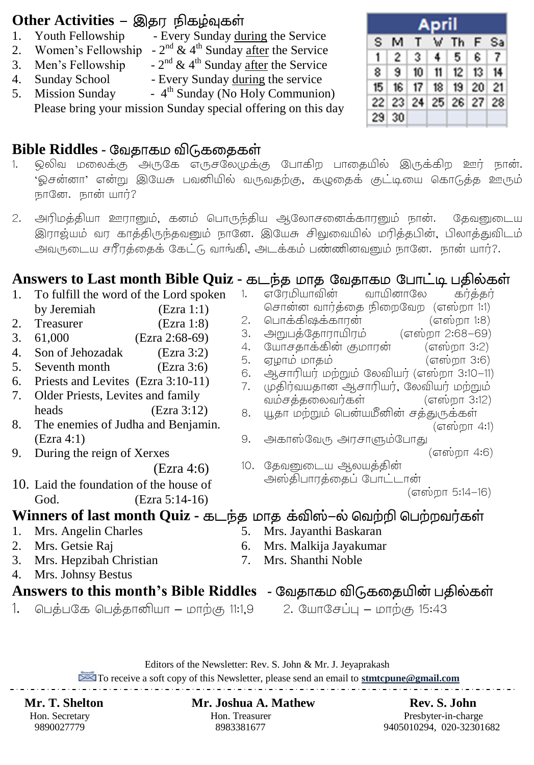## Other Activities – இதர நிகழ்வுகள்

1. Youth Fellowship - Every Sunday during the Service
2. Women's Fellowship - 2nd & 4th Sunday after the Service
3. Men's Fellowship - 2nd & 4th Sunday after the Service
4. Sunday School - Every Sunday during the service
5. Mission Sunday - 4th Sunday (No Holy Communion)

   Please bring your mission Sunday special offering on this day

| April | | | | | | |
|---|---|---|---|---|---|---|
| S | M | T | W | Th | F | Sa |
| 1 | 2 | 3 | 4 | 5 | 6 | 7 |
| 8 | 9 | 10 | 11 | 12 | 13 | 14 |
| 15 | 16 | 17 | 18 | 19 | 20 | 21 |
| 22 | 23 | 24 | 25 | 26 | 27 | 28 |
| 29 | 30 | | | | | |

## Bible Riddles - வேதாகம விடுகதைகள்

1. ஒலிவ மலைக்கு அருகே எருசலேமுக்கு போகிற பாதையில் இருக்கிற ஊர் நான். 'ஓசன்னா' என்று இயேசு பவனியில் வருவதற்கு, கழுதைக் குட்டியை கொடுத்த ஊரும் நானே. நான் யார்?

2. அரிமத்தியா ஊரானும், கனம் பொருந்திய ஆலோசனைக்காரனும் நான். தேவனுடைய இராஜ்யம் வர காத்திருந்தவனும் நானே. இயேசு சிலுவையில் மரித்தபின், பிலாத்துவிடம் அவருடைய சரீரத்தைக் கேட்டு வாங்கி, அடக்கம் பண்ணினவனும் நானே. நான் யார்?.

## Answers to Last month Bible Quiz - கடந்த மாத வேதாகம போட்டி பதில்கள்

1. To fulfill the word of the Lord spoken by Jeremiah (Ezra 1:1)
2. Treasurer (Ezra 1:8)
3. 61,000 (Ezra 2:68-69)
4. Son of Jehozadak (Ezra 3:2)
5. Seventh month (Ezra 3:6)
6. Priests and Levites (Ezra 3:10-11)
7. Older Priests, Levites and family heads (Ezra 3:12)
8. The enemies of Judha and Benjamin. (Ezra 4:1)
9. During the reign of Xerxes (Ezra 4:6)
10. Laid the foundation of the house of God. (Ezra 5:14-16)

1. எரேமியாவின் வாயினாலே கர்த்தர் சொன்ன வார்த்தை நிறைவேற (எஸ்றா 1:1)
2. பொக்கிஷக்காரன் (எஸ்றா 1:8)
3. அறுபத்தோராயிரம் (எஸ்றா 2:68–69)
4. யோசதாக்கின் குமாரன் (எஸ்றா 3:2)
5. ஏழாம் மாதம் (எஸ்றா 3:6)
6. ஆசாரியர் மற்றும் லேவியர் (எஸ்றா 3:10–11)
7. முதிர்வயதான ஆசாரியர், லேவியர் மற்றும் வம்சத்தலைவர்கள் (எஸ்றா 3:12)
8. யூதா மற்றும் பென்யமீனின் சத்துருக்கள் (எஸ்றா 4:1)
9. அகாஸ்வேரு அரசாளும்போது (எஸ்றா 4:6)
10. தேவனுடைய ஆலயத்தின் அஸ்திபாரத்தைப் போட்டான் (எஸ்றா 5:14–16)

## Winners of last month Quiz - கடந்த மாத க்விஸ்–ல் வெற்றி பெற்றவர்கள்

1. Mrs. Angelin Charles
2. Mrs. Getsie Raj
3. Mrs. Hepzibah Christian
4. Mrs. Johnsy Bestus
5. Mrs. Jayanthi Baskaran
6. Mrs. Malkija Jayakumar
7. Mrs. Shanthi Noble

## Answers to this month's Bible Riddles - வேதாகம விடுகதையின் பதில்கள்

1. பெத்பகே பெத்தானியா – மாற்கு 11:1,9
2. யோசேப்பு – மாற்கு 15:43

Editors of the Newsletter: Rev. S. John & Mr. J. Jeyaprakash

To receive a soft copy of this Newsletter, please send an email to **stmtcpune@gmail.com**

**Mr. T. Shelton**
Hon. Secretary
9890027779

**Mr. Joshua A. Mathew**
Hon. Treasurer
8983381677

**Rev. S. John**
Presbyter-in-charge
9405010294, 020-32301682